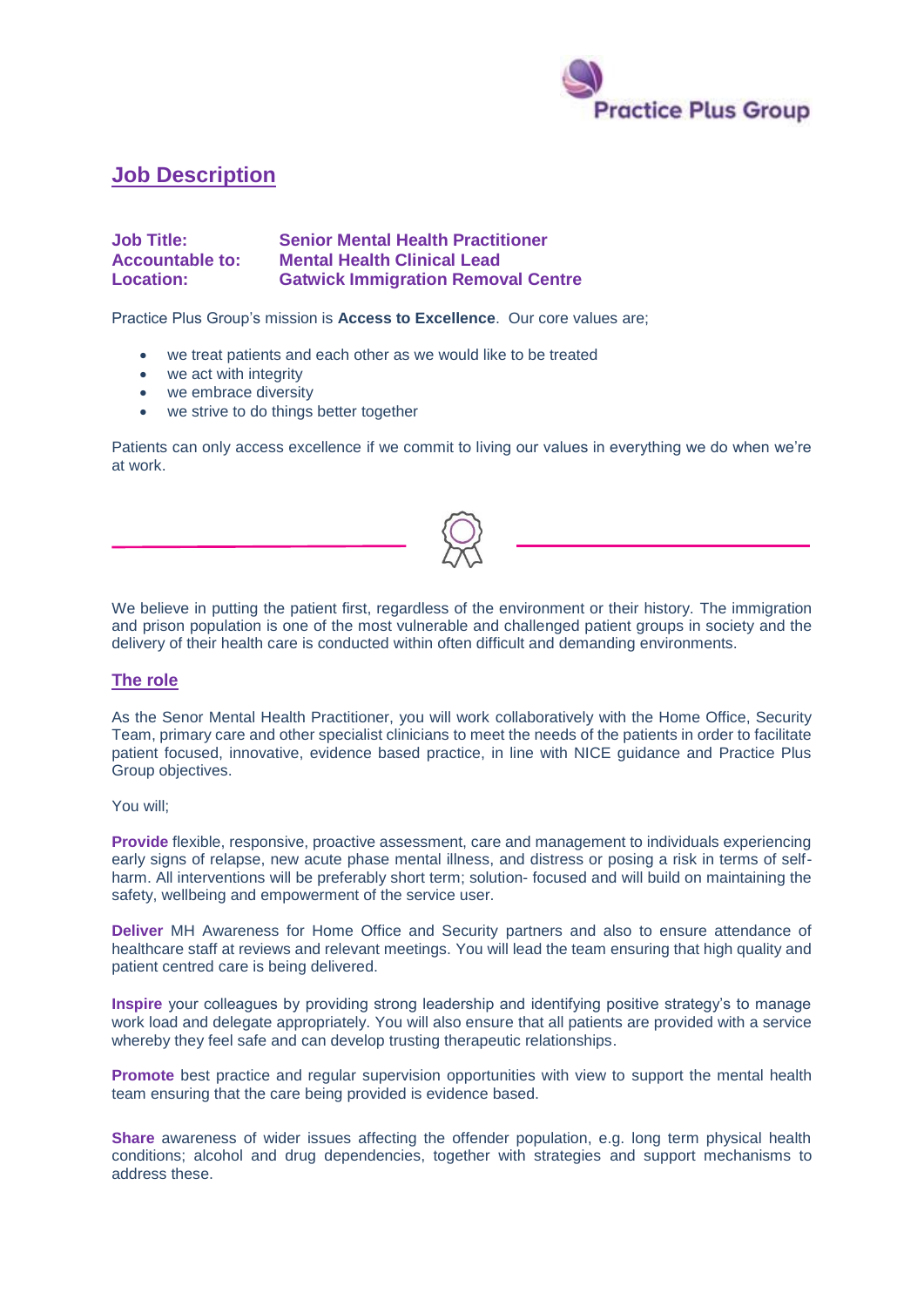## Job Description

**Job Title:** **Senior Mental Health Practitioner**
**Accountable to:** **Mental Health Clinical Lead**
**Location:** **Gatwick Immigration Removal Centre**

Practice Plus Group's mission is **Access to Excellence**. Our core values are;

- we treat patients and each other as we would like to be treated
- we act with integrity
- we embrace diversity
- we strive to do things better together

Patients can only access excellence if we commit to living our values in everything we do when we're at work.

We believe in putting the patient first, regardless of the environment or their history. The immigration and prison population is one of the most vulnerable and challenged patient groups in society and the delivery of their health care is conducted within often difficult and demanding environments.

## The role

As the Senor Mental Health Practitioner, you will work collaboratively with the Home Office, Security Team, primary care and other specialist clinicians to meet the needs of the patients in order to facilitate patient focused, innovative, evidence based practice, in line with NICE guidance and Practice Plus Group objectives.

You will;

**Provide** flexible, responsive, proactive assessment, care and management to individuals experiencing early signs of relapse, new acute phase mental illness, and distress or posing a risk in terms of self-harm. All interventions will be preferably short term; solution- focused and will build on maintaining the safety, wellbeing and empowerment of the service user.

**Deliver** MH Awareness for Home Office and Security partners and also to ensure attendance of healthcare staff at reviews and relevant meetings. You will lead the team ensuring that high quality and patient centred care is being delivered.

**Inspire** your colleagues by providing strong leadership and identifying positive strategy's to manage work load and delegate appropriately. You will also ensure that all patients are provided with a service whereby they feel safe and can develop trusting therapeutic relationships.

**Promote** best practice and regular supervision opportunities with view to support the mental health team ensuring that the care being provided is evidence based.

**Share** awareness of wider issues affecting the offender population, e.g. long term physical health conditions; alcohol and drug dependencies, together with strategies and support mechanisms to address these.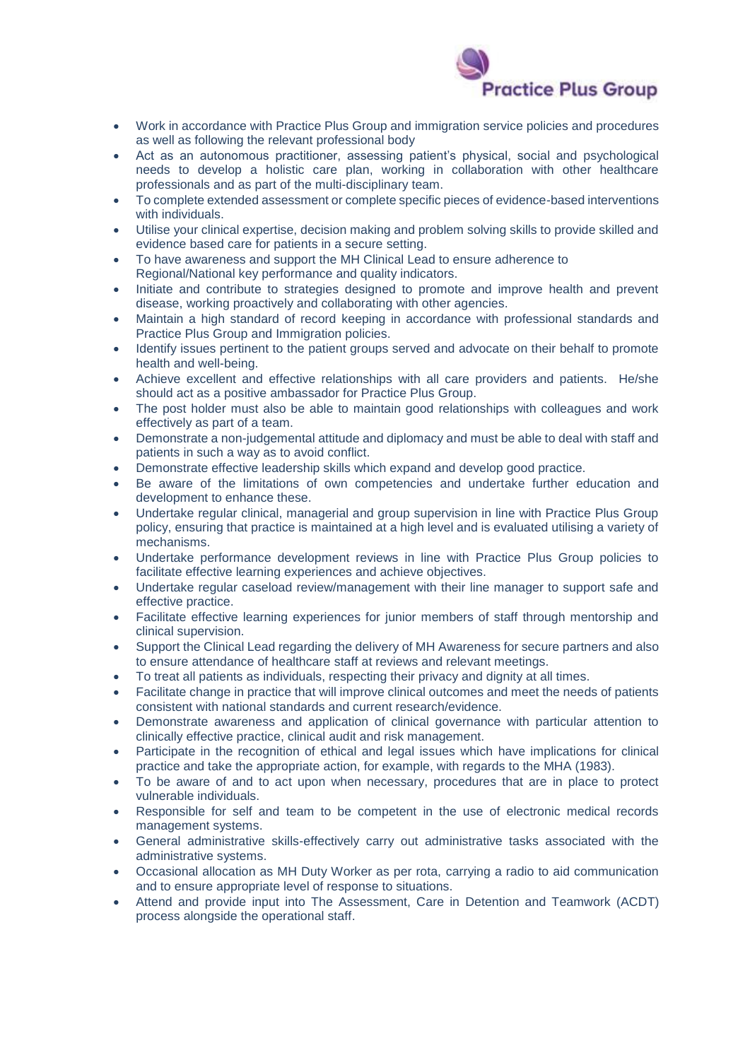- Work in accordance with Practice Plus Group and immigration service policies and procedures as well as following the relevant professional body
- Act as an autonomous practitioner, assessing patient's physical, social and psychological needs to develop a holistic care plan, working in collaboration with other healthcare professionals and as part of the multi-disciplinary team.
- To complete extended assessment or complete specific pieces of evidence-based interventions with individuals.
- Utilise your clinical expertise, decision making and problem solving skills to provide skilled and evidence based care for patients in a secure setting.
- To have awareness and support the MH Clinical Lead to ensure adherence to Regional/National key performance and quality indicators.
- Initiate and contribute to strategies designed to promote and improve health and prevent disease, working proactively and collaborating with other agencies.
- Maintain a high standard of record keeping in accordance with professional standards and Practice Plus Group and Immigration policies.
- Identify issues pertinent to the patient groups served and advocate on their behalf to promote health and well-being.
- Achieve excellent and effective relationships with all care providers and patients. He/she should act as a positive ambassador for Practice Plus Group.
- The post holder must also be able to maintain good relationships with colleagues and work effectively as part of a team.
- Demonstrate a non-judgemental attitude and diplomacy and must be able to deal with staff and patients in such a way as to avoid conflict.
- Demonstrate effective leadership skills which expand and develop good practice.
- Be aware of the limitations of own competencies and undertake further education and development to enhance these.
- Undertake regular clinical, managerial and group supervision in line with Practice Plus Group policy, ensuring that practice is maintained at a high level and is evaluated utilising a variety of mechanisms.
- Undertake performance development reviews in line with Practice Plus Group policies to facilitate effective learning experiences and achieve objectives.
- Undertake regular caseload review/management with their line manager to support safe and effective practice.
- Facilitate effective learning experiences for junior members of staff through mentorship and clinical supervision.
- Support the Clinical Lead regarding the delivery of MH Awareness for secure partners and also to ensure attendance of healthcare staff at reviews and relevant meetings.
- To treat all patients as individuals, respecting their privacy and dignity at all times.
- Facilitate change in practice that will improve clinical outcomes and meet the needs of patients consistent with national standards and current research/evidence.
- Demonstrate awareness and application of clinical governance with particular attention to clinically effective practice, clinical audit and risk management.
- Participate in the recognition of ethical and legal issues which have implications for clinical practice and take the appropriate action, for example, with regards to the MHA (1983).
- To be aware of and to act upon when necessary, procedures that are in place to protect vulnerable individuals.
- Responsible for self and team to be competent in the use of electronic medical records management systems.
- General administrative skills-effectively carry out administrative tasks associated with the administrative systems.
- Occasional allocation as MH Duty Worker as per rota, carrying a radio to aid communication and to ensure appropriate level of response to situations.
- Attend and provide input into The Assessment, Care in Detention and Teamwork (ACDT) process alongside the operational staff.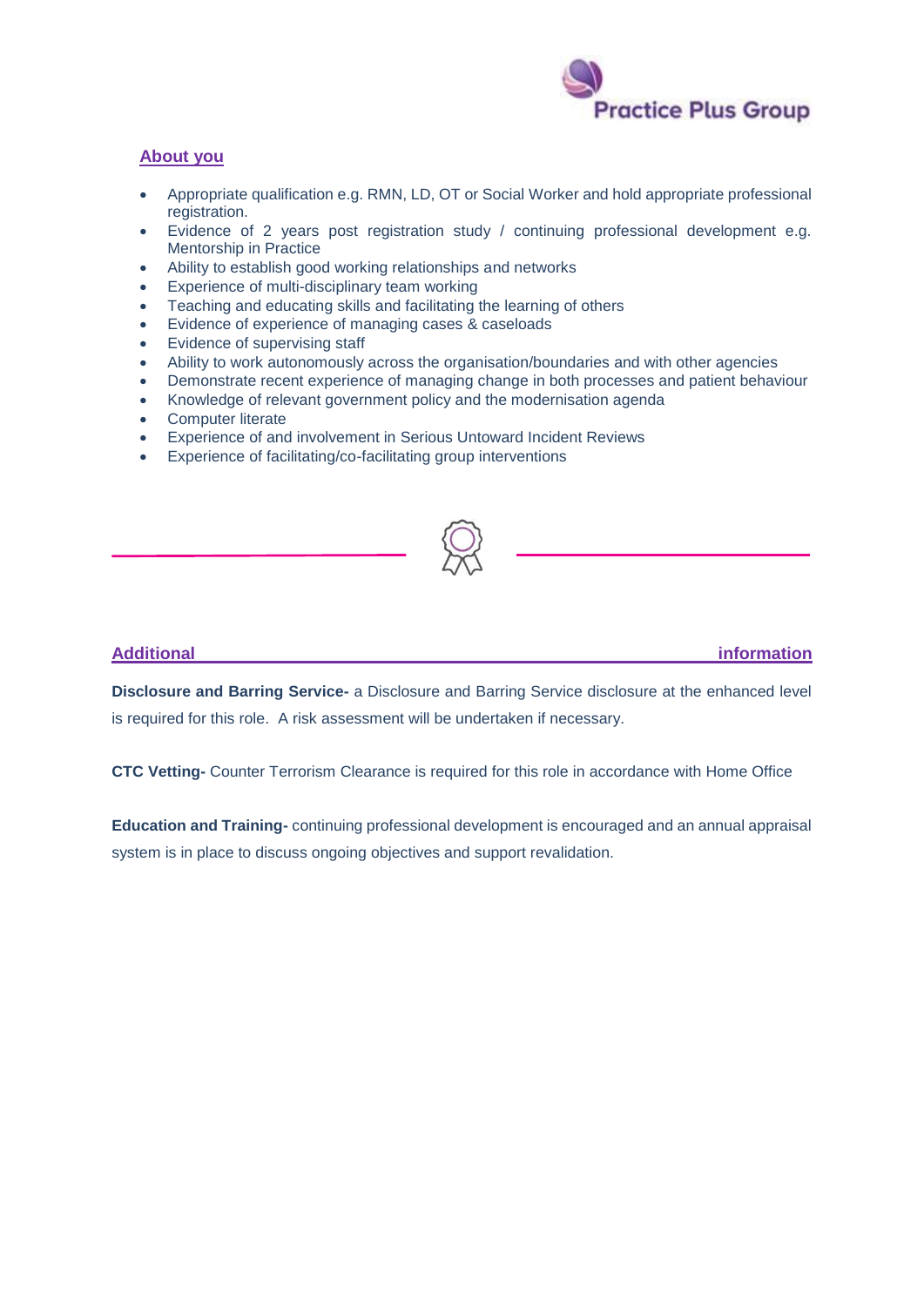## About you

- Appropriate qualification e.g. RMN, LD, OT or Social Worker and hold appropriate professional registration.
- Evidence of 2 years post registration study / continuing professional development e.g. Mentorship in Practice
- Ability to establish good working relationships and networks
- Experience of multi-disciplinary team working
- Teaching and educating skills and facilitating the learning of others
- Evidence of experience of managing cases & caseloads
- Evidence of supervising staff
- Ability to work autonomously across the organisation/boundaries and with other agencies
- Demonstrate recent experience of managing change in both processes and patient behaviour
- Knowledge of relevant government policy and the modernisation agenda
- Computer literate
- Experience of and involvement in Serious Untoward Incident Reviews
- Experience of facilitating/co-facilitating group interventions

## Additional information

**Disclosure and Barring Service-** a Disclosure and Barring Service disclosure at the enhanced level is required for this role. A risk assessment will be undertaken if necessary.

**CTC Vetting-** Counter Terrorism Clearance is required for this role in accordance with Home Office

**Education and Training-** continuing professional development is encouraged and an annual appraisal system is in place to discuss ongoing objectives and support revalidation.